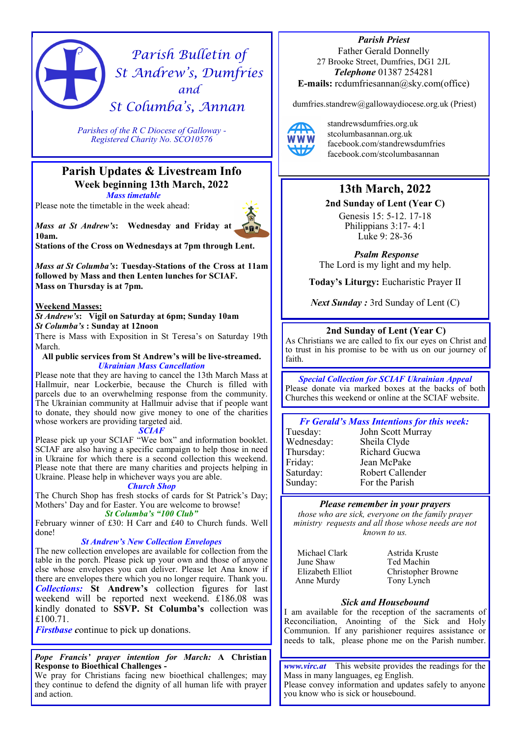# Parish Bulletin of St Andrew's, Dumfries and St Columba's, Annan

*Parishes of the R C Diocese of Galloway - Registered Charity No. SCO10576*

## Parish Updates & Livestream Info

**Week beginning 13th March, 2022**

***Mass timetable***

Please note the timetable in the week ahead:

***Mass at St Andrew's*:** **Wednesday and Friday at 10am.**

**Stations of the Cross on Wednesdays at 7pm through Lent.**

***Mass at St Columba's*: Tuesday-Stations of the Cross at 11am followed by Mass and then Lenten lunches for SCIAF.**

**Mass on Thursday is at 7pm.**

**Weekend Masses:**

***St Andrew's*:** **Vigil on Saturday at 6pm; Sunday 10am**

***St Columba's* : Sunday at 12noon**

There is Mass with Exposition in St Teresa's on Saturday 19th March.

**All public services from St Andrew's will be live-streamed.**

***Ukrainian Mass Cancellation***

Please note that they are having to cancel the 13th March Mass at Hallmuir, near Lockerbie, because the Church is filled with parcels due to an overwhelming response from the community. The Ukrainian community at Hallmuir advise that if people want to donate, they should now give money to one of the charities whose workers are providing targeted aid.

***SCIAF***

Please pick up your SCIAF "Wee box" and information booklet. SCIAF are also having a specific campaign to help those in need in Ukraine for which there is a second collection this weekend. Please note that there are many charities and projects helping in Ukraine. Please help in whichever ways you are able.

***Church Shop***

The Church Shop has fresh stocks of cards for St Patrick's Day; Mothers' Day and for Easter. You are welcome to browse!

***St Columba's "100 Club"***

February winner of £30: H Carr and £40 to Church funds. Well done!

***St Andrew's New Collection Envelopes***

The new collection envelopes are available for collection from the table in the porch. Please pick up your own and those of anyone else whose envelopes you can deliver. Please let Ana know if there are envelopes there which you no longer require. Thank you.

***Collections:*** **St Andrew's** collection figures for last weekend will be reported next weekend. £186.08 was kindly donated to **SSVP. St Columba's** collection was £100.71.

***Firstbase*** continue to pick up donations.

***Pope Francis' prayer intention for March:*** **A Christian Response to Bioethical Challenges -**

We pray for Christians facing new bioethical challenges; may they continue to defend the dignity of all human life with prayer and action.

---

***Parish Priest***

Father Gerald Donnelly

27 Brooke Street, Dumfries, DG1 2JL

***Telephone*** 01387 254281

**E-mails:** rcdumfriesannan@sky.com(office)

dumfries.standrew@gallowaydiocese.org.uk (Priest)

standrewsdumfries.org.uk

stcolumbasannan.org.uk

facebook.com/standrewsdumfries

facebook.com/stcolumbasannan

## 13th March, 2022

**2nd Sunday of Lent (Year C)**

Genesis 15: 5-12. 17-18

Philippians 3:17- 4:1

Luke 9: 28-36

***Psalm Response***

The Lord is my light and my help.

**Today's Liturgy:** Eucharistic Prayer II

***Next Sunday :*** 3rd Sunday of Lent (C)

### 2nd Sunday of Lent (Year C)

As Christians we are called to fix our eyes on Christ and to trust in his promise to be with us on our journey of faith.

***Special Collection for SCIAF Ukrainian Appeal***

Please donate via marked boxes at the backs of both Churches this weekend or online at the SCIAF website.

***Fr Gerald's Mass Intentions for this week:***

| | |
|---|---|
| Tuesday: | John Scott Murray |
| Wednesday: | Sheila Clyde |
| Thursday: | Richard Gucwa |
| Friday: | Jean McPake |
| Saturday: | Robert Callender |
| Sunday: | For the Parish |

***Please remember in your prayers***

*those who are sick, everyone on the family prayer ministry requests and all those whose needs are not known to us.*

| | |
|---|---|
| Michael Clark | Astrida Kruste |
| June Shaw | Ted Machin |
| Elizabeth Elliot | Christopher Browne |
| Anne Murdy | Tony Lynch |

***Sick and Housebound***

I am available for the reception of the sacraments of Reconciliation, Anointing of the Sick and Holy Communion. If any parishioner requires assistance or needs to talk, please phone me on the Parish number.

***www.virc.at*** This website provides the readings for the Mass in many languages, eg English.

Please convey information and updates safely to anyone you know who is sick or housebound.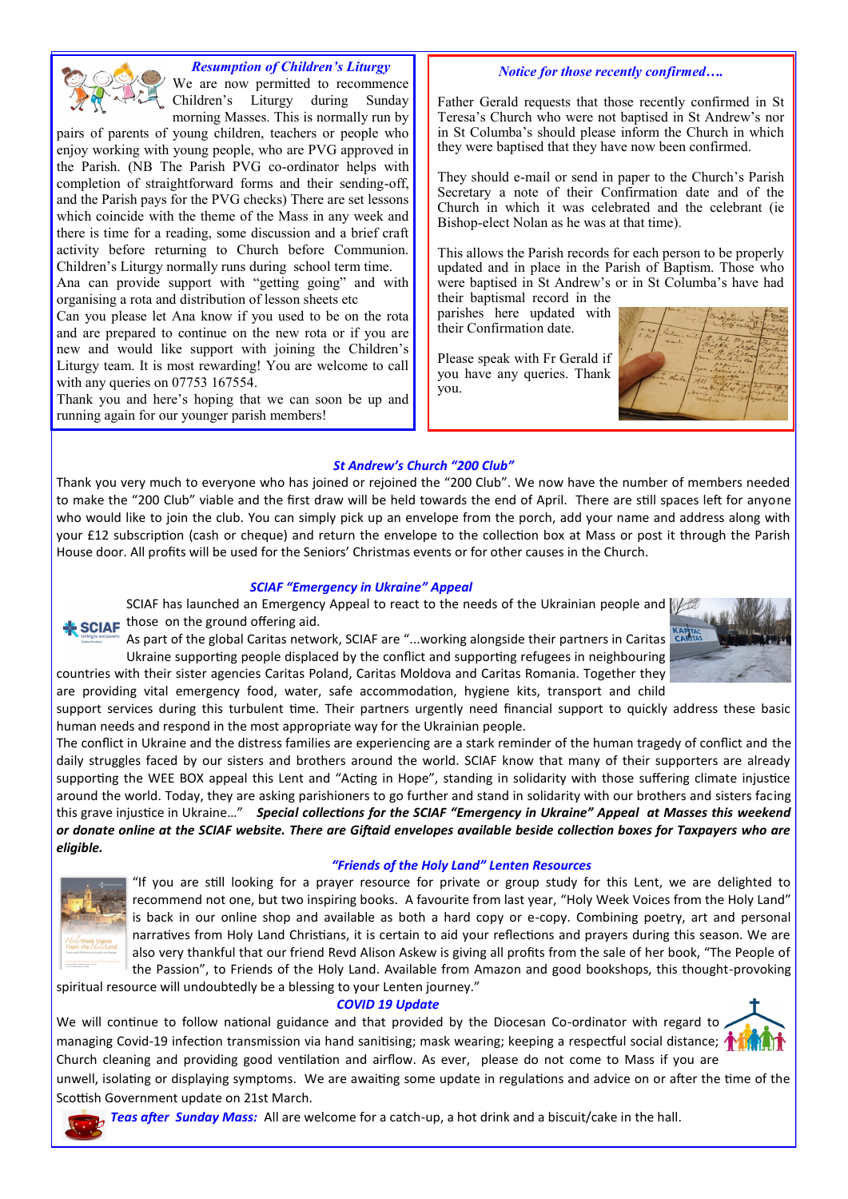### *Resumption of Children's Liturgy*

We are now permitted to recommence Children's Liturgy during Sunday morning Masses. This is normally run by pairs of parents of young children, teachers or people who enjoy working with young people, who are PVG approved in the Parish. (NB The Parish PVG co-ordinator helps with completion of straightforward forms and their sending-off, and the Parish pays for the PVG checks) There are set lessons which coincide with the theme of the Mass in any week and there is time for a reading, some discussion and a brief craft activity before returning to Church before Communion. Children's Liturgy normally runs during school term time.

Ana can provide support with "getting going" and with organising a rota and distribution of lesson sheets etc

Can you please let Ana know if you used to be on the rota and are prepared to continue on the new rota or if you are new and would like support with joining the Children's Liturgy team. It is most rewarding! You are welcome to call with any queries on 07753 167554.

Thank you and here's hoping that we can soon be up and running again for our younger parish members!

### *Notice for those recently confirmed….*

Father Gerald requests that those recently confirmed in St Teresa's Church who were not baptised in St Andrew's nor in St Columba's should please inform the Church in which they were baptised that they have now been confirmed.

They should e-mail or send in paper to the Church's Parish Secretary a note of their Confirmation date and of the Church in which it was celebrated and the celebrant (ie Bishop-elect Nolan as he was at that time).

This allows the Parish records for each person to be properly updated and in place in the Parish of Baptism. Those who were baptised in St Andrew's or in St Columba's have had their baptismal record in the parishes here updated with their Confirmation date.

Please speak with Fr Gerald if you have any queries. Thank you.

### *St Andrew's Church "200 Club"*

Thank you very much to everyone who has joined or rejoined the "200 Club". We now have the number of members needed to make the "200 Club" viable and the first draw will be held towards the end of April. There are still spaces left for anyone who would like to join the club. You can simply pick up an envelope from the porch, add your name and address along with your £12 subscription (cash or cheque) and return the envelope to the collection box at Mass or post it through the Parish House door. All profits will be used for the Seniors' Christmas events or for other causes in the Church.

### *SCIAF "Emergency in Ukraine" Appeal*

SCIAF has launched an Emergency Appeal to react to the needs of the Ukrainian people and those on the ground offering aid.

As part of the global Caritas network, SCIAF are "...working alongside their partners in Caritas Ukraine supporting people displaced by the conflict and supporting refugees in neighbouring countries with their sister agencies Caritas Poland, Caritas Moldova and Caritas Romania. Together they are providing vital emergency food, water, safe accommodation, hygiene kits, transport and child support services during this turbulent time. Their partners urgently need financial support to quickly address these basic human needs and respond in the most appropriate way for the Ukrainian people.

The conflict in Ukraine and the distress families are experiencing are a stark reminder of the human tragedy of conflict and the daily struggles faced by our sisters and brothers around the world. SCIAF know that many of their supporters are already supporting the WEE BOX appeal this Lent and "Acting in Hope", standing in solidarity with those suffering climate injustice around the world. Today, they are asking parishioners to go further and stand in solidarity with our brothers and sisters facing this grave injustice in Ukraine…" ***Special collections for the SCIAF "Emergency in Ukraine" Appeal at Masses this weekend or donate online at the SCIAF website. There are Giftaid envelopes available beside collection boxes for Taxpayers who are eligible.***

### *"Friends of the Holy Land" Lenten Resources*

"If you are still looking for a prayer resource for private or group study for this Lent, we are delighted to recommend not one, but two inspiring books. A favourite from last year, "Holy Week Voices from the Holy Land" is back in our online shop and available as both a hard copy or e-copy. Combining poetry, art and personal narratives from Holy Land Christians, it is certain to aid your reflections and prayers during this season. We are also very thankful that our friend Revd Alison Askew is giving all profits from the sale of her book, "The People of the Passion", to Friends of the Holy Land. Available from Amazon and good bookshops, this thought-provoking spiritual resource will undoubtedly be a blessing to your Lenten journey."

### *COVID 19 Update*

We will continue to follow national guidance and that provided by the Diocesan Co-ordinator with regard to managing Covid-19 infection transmission via hand sanitising; mask wearing; keeping a respectful social distance; Church cleaning and providing good ventilation and airflow. As ever, please do not come to Mass if you are unwell, isolating or displaying symptoms. We are awaiting some update in regulations and advice on or after the time of the Scottish Government update on 21st March.

***Teas after Sunday Mass:*** All are welcome for a catch-up, a hot drink and a biscuit/cake in the hall.